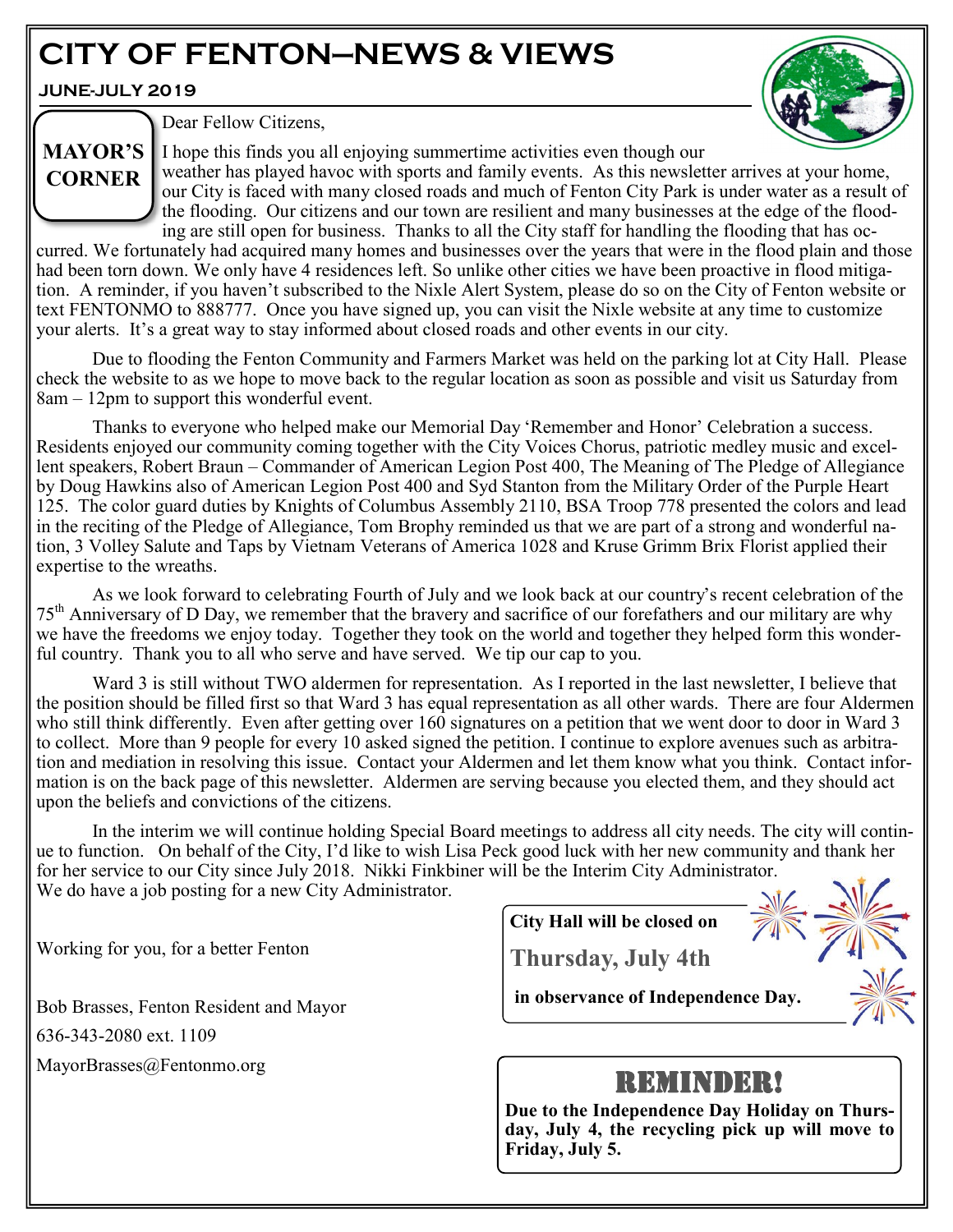# CITY OF FENTON—NEWS & VIEWS

**JUNE-JULY 2019**

## MAYOR'S CORNER

Dear Fellow Citizens,

I hope this finds you all enjoying summertime activities even though our weather has played havoc with sports and family events. As this newsletter arrives at your home, our City is faced with many closed roads and much of Fenton City Park is under water as a result of the flooding. Our citizens and our town are resilient and many businesses at the edge of the flooding are still open for business. Thanks to all the City staff for handling the flooding that has occurred. We fortunately had acquired many homes and businesses over the years that were in the flood plain and those had been torn down. We only have 4 residences left. So unlike other cities we have been proactive in flood mitigation. A reminder, if you haven't subscribed to the Nixle Alert System, please do so on the City of Fenton website or text FENTONMO to 888777. Once you have signed up, you can visit the Nixle website at any time to customize your alerts. It's a great way to stay informed about closed roads and other events in our city.

Due to flooding the Fenton Community and Farmers Market was held on the parking lot at City Hall. Please check the website to as we hope to move back to the regular location as soon as possible and visit us Saturday from 8am – 12pm to support this wonderful event.

Thanks to everyone who helped make our Memorial Day 'Remember and Honor' Celebration a success. Residents enjoyed our community coming together with the City Voices Chorus, patriotic medley music and excellent speakers, Robert Braun – Commander of American Legion Post 400, The Meaning of The Pledge of Allegiance by Doug Hawkins also of American Legion Post 400 and Syd Stanton from the Military Order of the Purple Heart 125. The color guard duties by Knights of Columbus Assembly 2110, BSA Troop 778 presented the colors and lead in the reciting of the Pledge of Allegiance, Tom Brophy reminded us that we are part of a strong and wonderful nation, 3 Volley Salute and Taps by Vietnam Veterans of America 1028 and Kruse Grimm Brix Florist applied their expertise to the wreaths.

As we look forward to celebrating Fourth of July and we look back at our country's recent celebration of the 75th Anniversary of D Day, we remember that the bravery and sacrifice of our forefathers and our military are why we have the freedoms we enjoy today. Together they took on the world and together they helped form this wonderful country. Thank you to all who serve and have served. We tip our cap to you.

Ward 3 is still without TWO aldermen for representation. As I reported in the last newsletter, I believe that the position should be filled first so that Ward 3 has equal representation as all other wards. There are four Aldermen who still think differently. Even after getting over 160 signatures on a petition that we went door to door in Ward 3 to collect. More than 9 people for every 10 asked signed the petition. I continue to explore avenues such as arbitration and mediation in resolving this issue. Contact your Aldermen and let them know what you think. Contact information is on the back page of this newsletter. Aldermen are serving because you elected them, and they should act upon the beliefs and convictions of the citizens.

In the interim we will continue holding Special Board meetings to address all city needs. The city will continue to function. On behalf of the City, I'd like to wish Lisa Peck good luck with her new community and thank her for her service to our City since July 2018. Nikki Finkbiner will be the Interim City Administrator. We do have a job posting for a new City Administrator.

Working for you, for a better Fenton

Bob Brasses, Fenton Resident and Mayor

636-343-2080 ext. 1109

MayorBrasses@Fentonmo.org

**City Hall will be closed on**

**Thursday, July 4th**

**in observance of Independence Day.**

## REMINDER!

**Due to the Independence Day Holiday on Thursday, July 4, the recycling pick up will move to Friday, July 5.**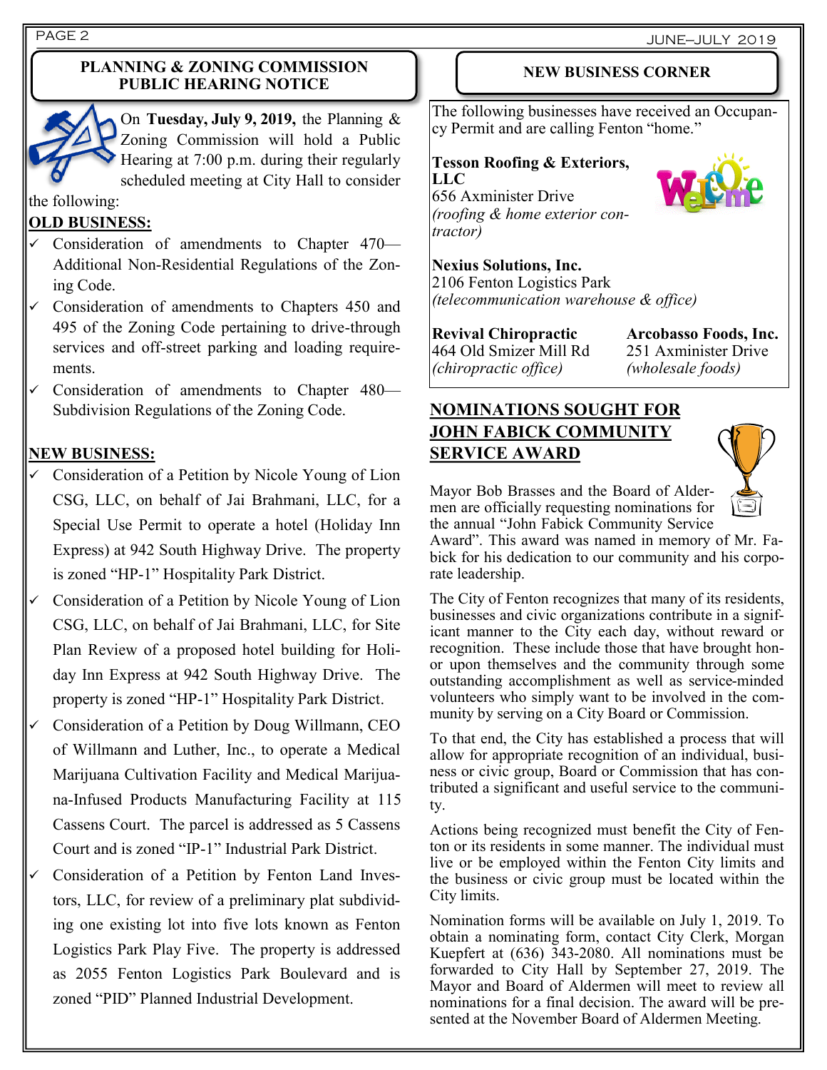## PLANNING & ZONING COMMISSION PUBLIC HEARING NOTICE

On **Tuesday, July 9, 2019,** the Planning & Zoning Commission will hold a Public Hearing at 7:00 p.m. during their regularly scheduled meeting at City Hall to consider the following:

**OLD BUSINESS:**

- ✓ Consideration of amendments to Chapter 470—Additional Non-Residential Regulations of the Zoning Code.
- ✓ Consideration of amendments to Chapters 450 and 495 of the Zoning Code pertaining to drive-through services and off-street parking and loading requirements.
- ✓ Consideration of amendments to Chapter 480—Subdivision Regulations of the Zoning Code.

**NEW BUSINESS:**

- ✓ Consideration of a Petition by Nicole Young of Lion CSG, LLC, on behalf of Jai Brahmani, LLC, for a Special Use Permit to operate a hotel (Holiday Inn Express) at 942 South Highway Drive. The property is zoned "HP-1" Hospitality Park District.
- ✓ Consideration of a Petition by Nicole Young of Lion CSG, LLC, on behalf of Jai Brahmani, LLC, for Site Plan Review of a proposed hotel building for Holiday Inn Express at 942 South Highway Drive. The property is zoned "HP-1" Hospitality Park District.
- ✓ Consideration of a Petition by Doug Willmann, CEO of Willmann and Luther, Inc., to operate a Medical Marijuana Cultivation Facility and Medical Marijuana-Infused Products Manufacturing Facility at 115 Cassens Court. The parcel is addressed as 5 Cassens Court and is zoned "IP-1" Industrial Park District.
- ✓ Consideration of a Petition by Fenton Land Investors, LLC, for review of a preliminary plat subdividing one existing lot into five lots known as Fenton Logistics Park Play Five. The property is addressed as 2055 Fenton Logistics Park Boulevard and is zoned "PID" Planned Industrial Development.

## NEW BUSINESS CORNER

The following businesses have received an Occupancy Permit and are calling Fenton "home."

**Tesson Roofing & Exteriors, LLC**
656 Axminister Drive
*(roofing & home exterior contractor)*

**Nexius Solutions, Inc.**
2106 Fenton Logistics Park
*(telecommunication warehouse & office)*

**Revival Chiropractic**
464 Old Smizer Mill Rd
*(chiropractic office)*

**Arcobasso Foods, Inc.**
251 Axminister Drive
*(wholesale foods)*

## NOMINATIONS SOUGHT FOR JOHN FABICK COMMUNITY SERVICE AWARD

Mayor Bob Brasses and the Board of Aldermen are officially requesting nominations for the annual "John Fabick Community Service Award". This award was named in memory of Mr. Fabick for his dedication to our community and his corporate leadership.

The City of Fenton recognizes that many of its residents, businesses and civic organizations contribute in a significant manner to the City each day, without reward or recognition. These include those that have brought honor upon themselves and the community through some outstanding accomplishment as well as service-minded volunteers who simply want to be involved in the community by serving on a City Board or Commission.

To that end, the City has established a process that will allow for appropriate recognition of an individual, business or civic group, Board or Commission that has contributed a significant and useful service to the community.

Actions being recognized must benefit the City of Fenton or its residents in some manner. The individual must live or be employed within the Fenton City limits and the business or civic group must be located within the City limits.

Nomination forms will be available on July 1, 2019. To obtain a nominating form, contact City Clerk, Morgan Kuepfert at (636) 343-2080. All nominations must be forwarded to City Hall by September 27, 2019. The Mayor and Board of Aldermen will meet to review all nominations for a final decision. The award will be presented at the November Board of Aldermen Meeting.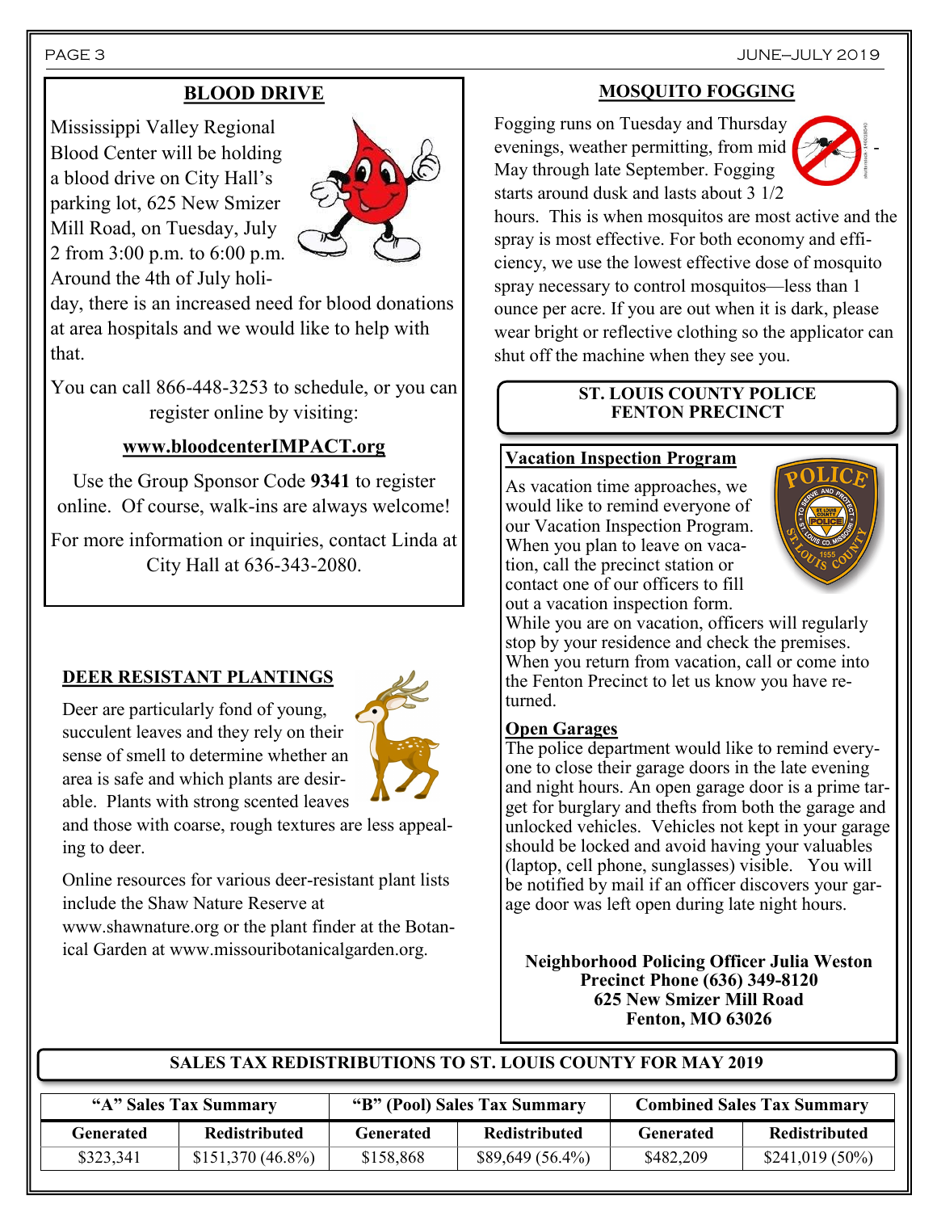## BLOOD DRIVE

Mississippi Valley Regional Blood Center will be holding a blood drive on City Hall's parking lot, 625 New Smizer Mill Road, on Tuesday, July 2 from 3:00 p.m. to 6:00 p.m. Around the 4th of July holiday, there is an increased need for blood donations at area hospitals and we would like to help with that.

You can call 866-448-3253 to schedule, or you can register online by visiting:

**www.bloodcenterIMPACT.org**

Use the Group Sponsor Code **9341** to register online. Of course, walk-ins are always welcome!

For more information or inquiries, contact Linda at City Hall at 636-343-2080.

## DEER RESISTANT PLANTINGS

Deer are particularly fond of young, succulent leaves and they rely on their sense of smell to determine whether an area is safe and which plants are desirable. Plants with strong scented leaves and those with coarse, rough textures are less appealing to deer.

Online resources for various deer-resistant plant lists include the Shaw Nature Reserve at www.shawnature.org or the plant finder at the Botanical Garden at www.missouribotanicalgarden.org.

## MOSQUITO FOGGING

Fogging runs on Tuesday and Thursday evenings, weather permitting, from mid-May through late September. Fogging starts around dusk and lasts about 3 1/2 hours. This is when mosquitos are most active and the spray is most effective. For both economy and efficiency, we use the lowest effective dose of mosquito spray necessary to control mosquitos—less than 1 ounce per acre. If you are out when it is dark, please wear bright or reflective clothing so the applicator can shut off the machine when they see you.

## ST. LOUIS COUNTY POLICE FENTON PRECINCT

### Vacation Inspection Program

As vacation time approaches, we would like to remind everyone of our Vacation Inspection Program. When you plan to leave on vacation, call the precinct station or contact one of our officers to fill out a vacation inspection form. While you are on vacation, officers will regularly stop by your residence and check the premises. When you return from vacation, call or come into the Fenton Precinct to let us know you have returned.

### Open Garages

The police department would like to remind everyone to close their garage doors in the late evening and night hours. An open garage door is a prime target for burglary and thefts from both the garage and unlocked vehicles. Vehicles not kept in your garage should be locked and avoid having your valuables (laptop, cell phone, sunglasses) visible. You will be notified by mail if an officer discovers your garage door was left open during late night hours.

**Neighborhood Policing Officer Julia Weston**
**Precinct Phone (636) 349-8120**
**625 New Smizer Mill Road**
**Fenton, MO 63026**

## SALES TAX REDISTRIBUTIONS TO ST. LOUIS COUNTY FOR MAY 2019

| "A" Sales Tax Summary | | "B" (Pool) Sales Tax Summary | | Combined Sales Tax Summary | |
|---|---|---|---|---|---|
| **Generated** | **Redistributed** | **Generated** | **Redistributed** | **Generated** | **Redistributed** |
| $323,341 | $151,370 (46.8%) | $158,868 | $89,649 (56.4%) | $482,209 | $241,019 (50%) |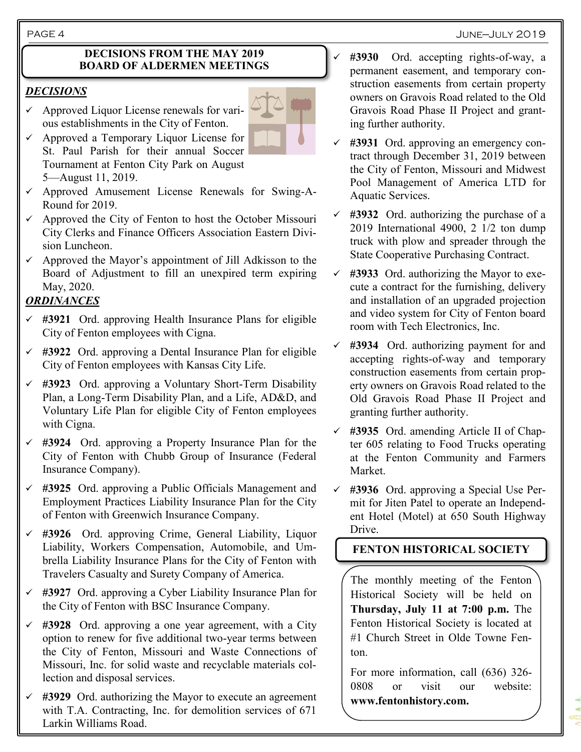## DECISIONS FROM THE MAY 2019 BOARD OF ALDERMEN MEETINGS

### *DECISIONS*

- ✓ Approved Liquor License renewals for various establishments in the City of Fenton.
- ✓ Approved a Temporary Liquor License for St. Paul Parish for their annual Soccer Tournament at Fenton City Park on August 5—August 11, 2019.
- ✓ Approved Amusement License Renewals for Swing-A-Round for 2019.
- ✓ Approved the City of Fenton to host the October Missouri City Clerks and Finance Officers Association Eastern Division Luncheon.
- ✓ Approved the Mayor's appointment of Jill Adkisson to the Board of Adjustment to fill an unexpired term expiring May, 2020.

### *ORDINANCES*

- ✓ **#3921** Ord. approving Health Insurance Plans for eligible City of Fenton employees with Cigna.
- ✓ **#3922** Ord. approving a Dental Insurance Plan for eligible City of Fenton employees with Kansas City Life.
- ✓ **#3923** Ord. approving a Voluntary Short-Term Disability Plan, a Long-Term Disability Plan, and a Life, AD&D, and Voluntary Life Plan for eligible City of Fenton employees with Cigna.
- ✓ **#3924** Ord. approving a Property Insurance Plan for the City of Fenton with Chubb Group of Insurance (Federal Insurance Company).
- ✓ **#3925** Ord. approving a Public Officials Management and Employment Practices Liability Insurance Plan for the City of Fenton with Greenwich Insurance Company.
- ✓ **#3926** Ord. approving Crime, General Liability, Liquor Liability, Workers Compensation, Automobile, and Umbrella Liability Insurance Plans for the City of Fenton with Travelers Casualty and Surety Company of America.
- ✓ **#3927** Ord. approving a Cyber Liability Insurance Plan for the City of Fenton with BSC Insurance Company.
- ✓ **#3928** Ord. approving a one year agreement, with a City option to renew for five additional two-year terms between the City of Fenton, Missouri and Waste Connections of Missouri, Inc. for solid waste and recyclable materials collection and disposal services.
- ✓ **#3929** Ord. authorizing the Mayor to execute an agreement with T.A. Contracting, Inc. for demolition services of 671 Larkin Williams Road.
- ✓ **#3930** Ord. accepting rights-of-way, a permanent easement, and temporary construction easements from certain property owners on Gravois Road related to the Old Gravois Road Phase II Project and granting further authority.
- ✓ **#3931** Ord. approving an emergency contract through December 31, 2019 between the City of Fenton, Missouri and Midwest Pool Management of America LTD for Aquatic Services.
- ✓ **#3932** Ord. authorizing the purchase of a 2019 International 4900, 2 1/2 ton dump truck with plow and spreader through the State Cooperative Purchasing Contract.
- ✓ **#3933** Ord. authorizing the Mayor to execute a contract for the furnishing, delivery and installation of an upgraded projection and video system for City of Fenton board room with Tech Electronics, Inc.
- ✓ **#3934** Ord. authorizing payment for and accepting rights-of-way and temporary construction easements from certain property owners on Gravois Road related to the Old Gravois Road Phase II Project and granting further authority.
- ✓ **#3935** Ord. amending Article II of Chapter 605 relating to Food Trucks operating at the Fenton Community and Farmers Market.
- ✓ **#3936** Ord. approving a Special Use Permit for Jiten Patel to operate an Independent Hotel (Motel) at 650 South Highway Drive.

## FENTON HISTORICAL SOCIETY

The monthly meeting of the Fenton Historical Society will be held on **Thursday, July 11 at 7:00 p.m.** The Fenton Historical Society is located at #1 Church Street in Olde Towne Fenton.

For more information, call (636) 326-0808 or visit our website: **www.fentonhistory.com.**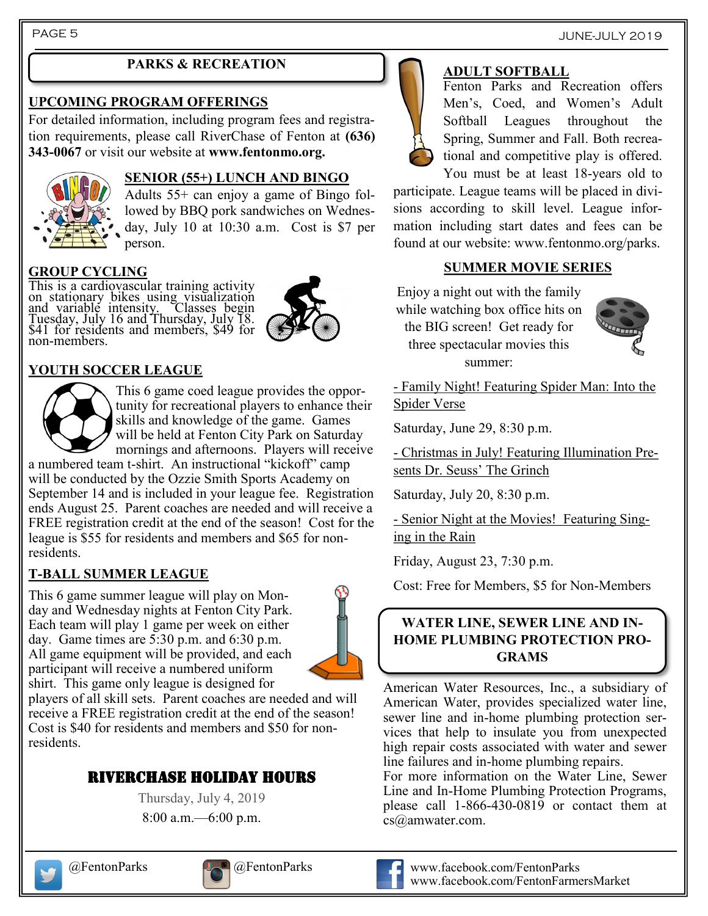# PARKS & RECREATION

## UPCOMING PROGRAM OFFERINGS

For detailed information, including program fees and registration requirements, please call RiverChase of Fenton at **(636) 343-0067** or visit our website at **www.fentonmo.org.**

### SENIOR (55+) LUNCH AND BINGO

Adults 55+ can enjoy a game of Bingo followed by BBQ pork sandwiches on Wednesday, July 10 at 10:30 a.m. Cost is $7 per person.

### GROUP CYCLING

This is a cardiovascular training activity on stationary bikes using visualization and variable intensity. Classes begin Tuesday, July 16 and Thursday, July 18. $41 for residents and members, $49 for non-members.

### YOUTH SOCCER LEAGUE

This 6 game coed league provides the opportunity for recreational players to enhance their skills and knowledge of the game. Games will be held at Fenton City Park on Saturday mornings and afternoons. Players will receive a numbered team t-shirt. An instructional "kickoff" camp will be conducted by the Ozzie Smith Sports Academy on September 14 and is included in your league fee. Registration ends August 25. Parent coaches are needed and will receive a FREE registration credit at the end of the season! Cost for the league is $55 for residents and members and $65 for non-residents.

### T-BALL SUMMER LEAGUE

This 6 game summer league will play on Monday and Wednesday nights at Fenton City Park. Each team will play 1 game per week on either day. Game times are 5:30 p.m. and 6:30 p.m. All game equipment will be provided, and each participant will receive a numbered uniform shirt. This game only league is designed for players of all skill sets. Parent coaches are needed and will receive a FREE registration credit at the end of the season! Cost is $40 for residents and members and $50 for non-residents.

## RIVERCHASE HOLIDAY HOURS

Thursday, July 4, 2019

8:00 a.m.—6:00 p.m.

### ADULT SOFTBALL

Fenton Parks and Recreation offers Men's, Coed, and Women's Adult Softball Leagues throughout the Spring, Summer and Fall. Both recreational and competitive play is offered. You must be at least 18-years old to participate. League teams will be placed in divisions according to skill level. League information including start dates and fees can be found at our website: www.fentonmo.org/parks.

### SUMMER MOVIE SERIES

Enjoy a night out with the family while watching box office hits on the BIG screen! Get ready for three spectacular movies this summer:

- Family Night! Featuring Spider Man: Into the Spider Verse

Saturday, June 29, 8:30 p.m.

- Christmas in July! Featuring Illumination Presents Dr. Seuss' The Grinch

Saturday, July 20, 8:30 p.m.

- Senior Night at the Movies! Featuring Singing in the Rain

Friday, August 23, 7:30 p.m.

Cost: Free for Members, $5 for Non-Members

## WATER LINE, SEWER LINE AND IN-HOME PLUMBING PROTECTION PROGRAMS

American Water Resources, Inc., a subsidiary of American Water, provides specialized water line, sewer line and in-home plumbing protection services that help to insulate you from unexpected high repair costs associated with water and sewer line failures and in-home plumbing repairs.

For more information on the Water Line, Sewer Line and In-Home Plumbing Protection Programs, please call 1-866-430-0819 or contact them at cs@amwater.com.

@FentonParks @FentonParks www.facebook.com/FentonParks www.facebook.com/FentonFarmersMarket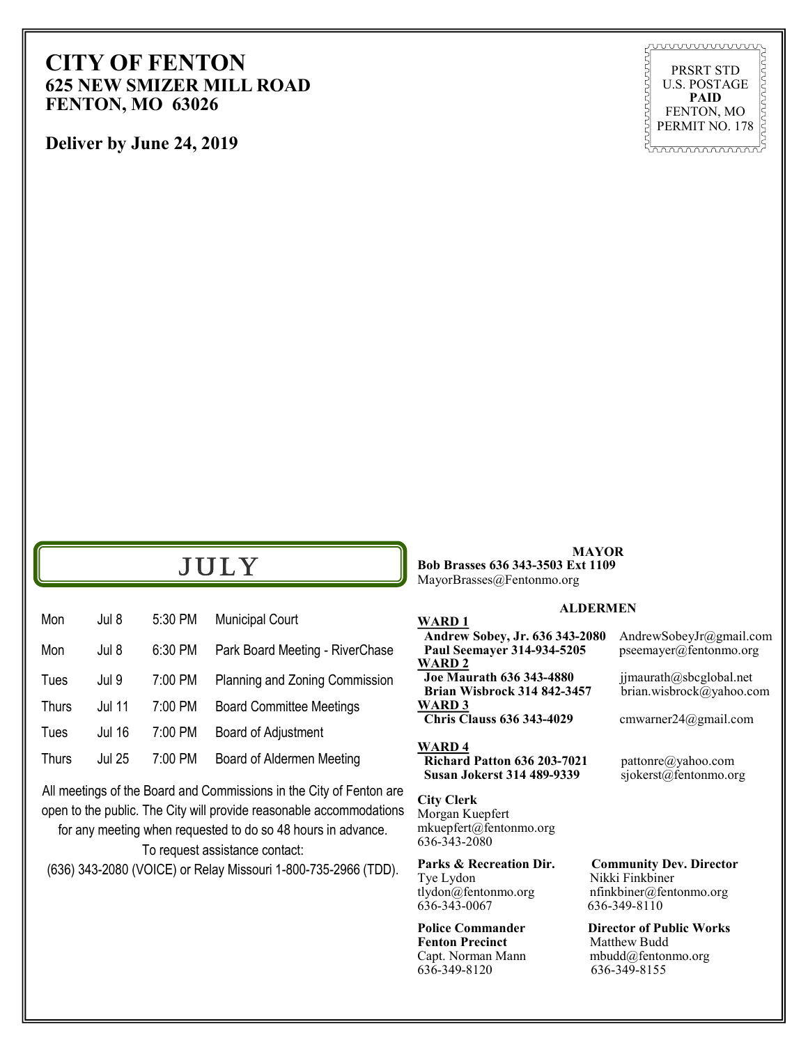# CITY OF FENTON
## 625 NEW SMIZER MILL ROAD
## FENTON, MO 63026

**Deliver by June 24, 2019**

PRSRT STD
U.S. POSTAGE
**PAID**
FENTON, MO
PERMIT NO. 178

## JULY

| | | | |
|---|---|---|---|
| Mon | Jul 8 | 5:30 PM | Municipal Court |
| Mon | Jul 8 | 6:30 PM | Park Board Meeting - RiverChase |
| Tues | Jul 9 | 7:00 PM | Planning and Zoning Commission |
| Thurs | Jul 11 | 7:00 PM | Board Committee Meetings |
| Tues | Jul 16 | 7:00 PM | Board of Adjustment |
| Thurs | Jul 25 | 7:00 PM | Board of Aldermen Meeting |

All meetings of the Board and Commissions in the City of Fenton are open to the public. The City will provide reasonable accommodations for any meeting when requested to do so 48 hours in advance.
To request assistance contact:
(636) 343-2080 (VOICE) or Relay Missouri 1-800-735-2966 (TDD).

**MAYOR**
**Bob Brasses 636 343-3503 Ext 1109**
MayorBrasses@Fentonmo.org

**ALDERMEN**

**WARD 1**
**Andrew Sobey, Jr. 636 343-2080** AndrewSobeyJr@gmail.com
**Paul Seemayer 314-934-5205** pseemayer@fentonmo.org

**WARD 2**
**Joe Maurath 636 343-4880** jjmaurath@sbcglobal.net
**Brian Wisbrock 314 842-3457** brian.wisbrock@yahoo.com

**WARD 3**
**Chris Clauss 636 343-4029** cmwarner24@gmail.com

**WARD 4**
**Richard Patton 636 203-7021** pattonre@yahoo.com
**Susan Jokerst 314 489-9339** sjokerst@fentonmo.org

**City Clerk**
Morgan Kuepfert
mkuepfert@fentonmo.org
636-343-2080

**Parks & Recreation Dir.**
Tye Lydon
tlydon@fentonmo.org
636-343-0067

**Community Dev. Director**
Nikki Finkbiner
nfinkbiner@fentonmo.org
636-349-8110

**Police Commander**
**Fenton Precinct**
Capt. Norman Mann
636-349-8120

**Director of Public Works**
Matthew Budd
mbudd@fentonmo.org
636-349-8155